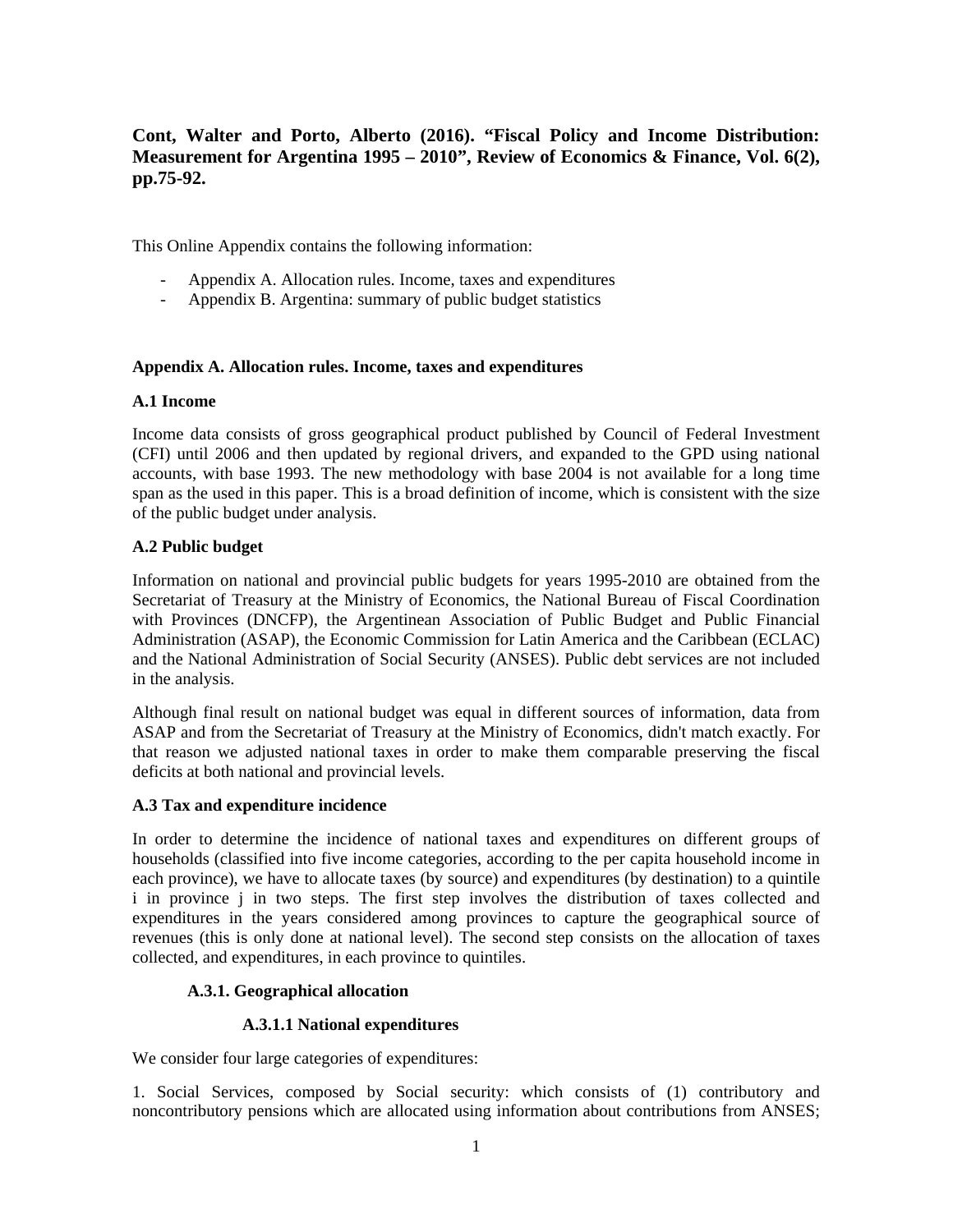**Cont, Walter and Porto, Alberto (2016). "Fiscal Policy and Income Distribution: Measurement for Argentina 1995 – 2010", Review of Economics & Finance, Vol. 6(2), pp.75-92.**

This Online Appendix contains the following information:

- Appendix A. Allocation rules. Income, taxes and expenditures
- Appendix B. Argentina: summary of public budget statistics

## Appendix A. Allocation rules. Income, taxes and expenditures

### A.1 Income

Income data consists of gross geographical product published by Council of Federal Investment (CFI) until 2006 and then updated by regional drivers, and expanded to the GPD using national accounts, with base 1993. The new methodology with base 2004 is not available for a long time span as the used in this paper. This is a broad definition of income, which is consistent with the size of the public budget under analysis.

### A.2 Public budget

Information on national and provincial public budgets for years 1995-2010 are obtained from the Secretariat of Treasury at the Ministry of Economics, the National Bureau of Fiscal Coordination with Provinces (DNCFP), the Argentinean Association of Public Budget and Public Financial Administration (ASAP), the Economic Commission for Latin America and the Caribbean (ECLAC) and the National Administration of Social Security (ANSES). Public debt services are not included in the analysis.

Although final result on national budget was equal in different sources of information, data from ASAP and from the Secretariat of Treasury at the Ministry of Economics, didn't match exactly. For that reason we adjusted national taxes in order to make them comparable preserving the fiscal deficits at both national and provincial levels.

### A.3 Tax and expenditure incidence

In order to determine the incidence of national taxes and expenditures on different groups of households (classified into five income categories, according to the per capita household income in each province), we have to allocate taxes (by source) and expenditures (by destination) to a quintile i in province j in two steps. The first step involves the distribution of taxes collected and expenditures in the years considered among provinces to capture the geographical source of revenues (this is only done at national level). The second step consists on the allocation of taxes collected, and expenditures, in each province to quintiles.

#### A.3.1. Geographical allocation

##### A.3.1.1 National expenditures

We consider four large categories of expenditures:

1. Social Services, composed by Social security: which consists of (1) contributory and noncontributory pensions which are allocated using information about contributions from ANSES;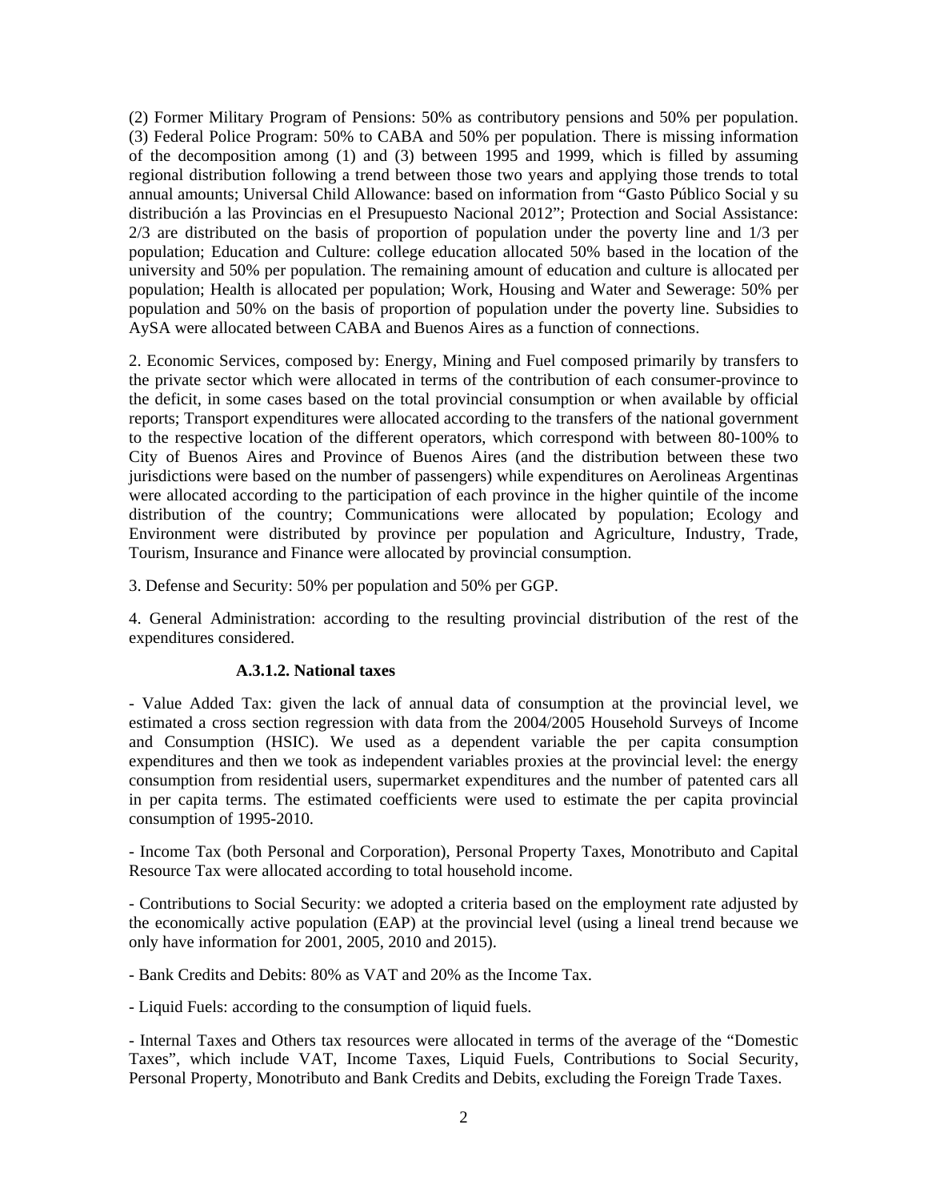(2) Former Military Program of Pensions: 50% as contributory pensions and 50% per population. (3) Federal Police Program: 50% to CABA and 50% per population. There is missing information of the decomposition among (1) and (3) between 1995 and 1999, which is filled by assuming regional distribution following a trend between those two years and applying those trends to total annual amounts; Universal Child Allowance: based on information from "Gasto Público Social y su distribución a las Provincias en el Presupuesto Nacional 2012"; Protection and Social Assistance: 2/3 are distributed on the basis of proportion of population under the poverty line and 1/3 per population; Education and Culture: college education allocated 50% based in the location of the university and 50% per population. The remaining amount of education and culture is allocated per population; Health is allocated per population; Work, Housing and Water and Sewerage: 50% per population and 50% on the basis of proportion of population under the poverty line. Subsidies to AySA were allocated between CABA and Buenos Aires as a function of connections.

2. Economic Services, composed by: Energy, Mining and Fuel composed primarily by transfers to the private sector which were allocated in terms of the contribution of each consumer-province to the deficit, in some cases based on the total provincial consumption or when available by official reports; Transport expenditures were allocated according to the transfers of the national government to the respective location of the different operators, which correspond with between 80-100% to City of Buenos Aires and Province of Buenos Aires (and the distribution between these two jurisdictions were based on the number of passengers) while expenditures on Aerolineas Argentinas were allocated according to the participation of each province in the higher quintile of the income distribution of the country; Communications were allocated by population; Ecology and Environment were distributed by province per population and Agriculture, Industry, Trade, Tourism, Insurance and Finance were allocated by provincial consumption.

3. Defense and Security: 50% per population and 50% per GGP.

4. General Administration: according to the resulting provincial distribution of the rest of the expenditures considered.

#### A.3.1.2. National taxes

- Value Added Tax: given the lack of annual data of consumption at the provincial level, we estimated a cross section regression with data from the 2004/2005 Household Surveys of Income and Consumption (HSIC). We used as a dependent variable the per capita consumption expenditures and then we took as independent variables proxies at the provincial level: the energy consumption from residential users, supermarket expenditures and the number of patented cars all in per capita terms. The estimated coefficients were used to estimate the per capita provincial consumption of 1995-2010.

- Income Tax (both Personal and Corporation), Personal Property Taxes, Monotributo and Capital Resource Tax were allocated according to total household income.

- Contributions to Social Security: we adopted a criteria based on the employment rate adjusted by the economically active population (EAP) at the provincial level (using a lineal trend because we only have information for 2001, 2005, 2010 and 2015).

- Bank Credits and Debits: 80% as VAT and 20% as the Income Tax.

- Liquid Fuels: according to the consumption of liquid fuels.

- Internal Taxes and Others tax resources were allocated in terms of the average of the "Domestic Taxes", which include VAT, Income Taxes, Liquid Fuels, Contributions to Social Security, Personal Property, Monotributo and Bank Credits and Debits, excluding the Foreign Trade Taxes.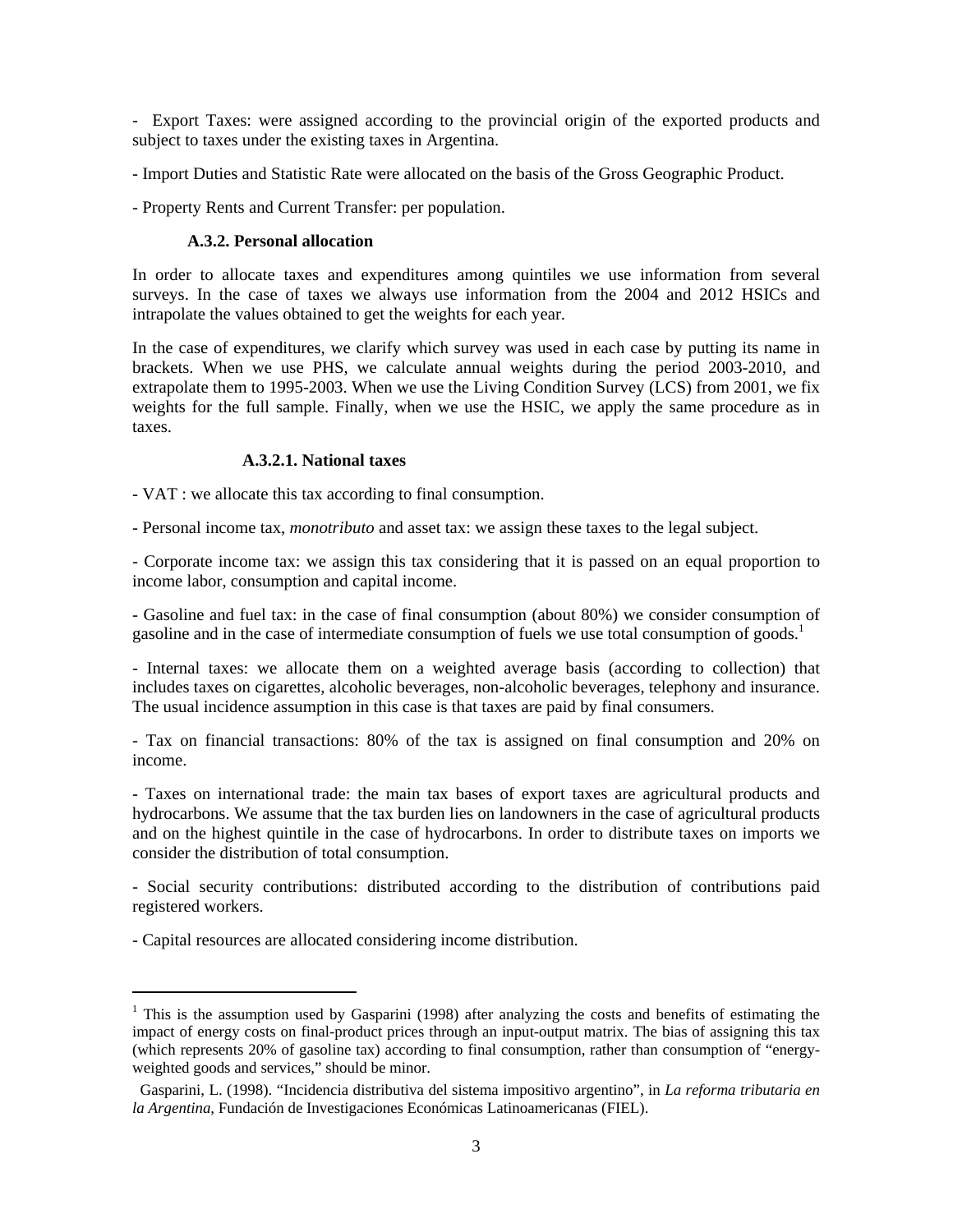- Export Taxes: were assigned according to the provincial origin of the exported products and subject to taxes under the existing taxes in Argentina.

- Import Duties and Statistic Rate were allocated on the basis of the Gross Geographic Product.

- Property Rents and Current Transfer: per population.

### A.3.2. Personal allocation

In order to allocate taxes and expenditures among quintiles we use information from several surveys. In the case of taxes we always use information from the 2004 and 2012 HSICs and intrapolate the values obtained to get the weights for each year.

In the case of expenditures, we clarify which survey was used in each case by putting its name in brackets. When we use PHS, we calculate annual weights during the period 2003-2010, and extrapolate them to 1995-2003. When we use the Living Condition Survey (LCS) from 2001, we fix weights for the full sample. Finally, when we use the HSIC, we apply the same procedure as in taxes.

#### A.3.2.1. National taxes

- VAT : we allocate this tax according to final consumption.

- Personal income tax, *monotributo* and asset tax: we assign these taxes to the legal subject.

- Corporate income tax: we assign this tax considering that it is passed on an equal proportion to income labor, consumption and capital income.

- Gasoline and fuel tax: in the case of final consumption (about 80%) we consider consumption of gasoline and in the case of intermediate consumption of fuels we use total consumption of goods.[1]

- Internal taxes: we allocate them on a weighted average basis (according to collection) that includes taxes on cigarettes, alcoholic beverages, non-alcoholic beverages, telephony and insurance. The usual incidence assumption in this case is that taxes are paid by final consumers.

- Tax on financial transactions: 80% of the tax is assigned on final consumption and 20% on income.

- Taxes on international trade: the main tax bases of export taxes are agricultural products and hydrocarbons. We assume that the tax burden lies on landowners in the case of agricultural products and on the highest quintile in the case of hydrocarbons. In order to distribute taxes on imports we consider the distribution of total consumption.

- Social security contributions: distributed according to the distribution of contributions paid registered workers.

- Capital resources are allocated considering income distribution.

---

[1] This is the assumption used by Gasparini (1998) after analyzing the costs and benefits of estimating the impact of energy costs on final-product prices through an input-output matrix. The bias of assigning this tax (which represents 20% of gasoline tax) according to final consumption, rather than consumption of "energy-weighted goods and services," should be minor.

Gasparini, L. (1998). "Incidencia distributiva del sistema impositivo argentino", in *La reforma tributaria en la Argentina*, Fundación de Investigaciones Económicas Latinoamericanas (FIEL).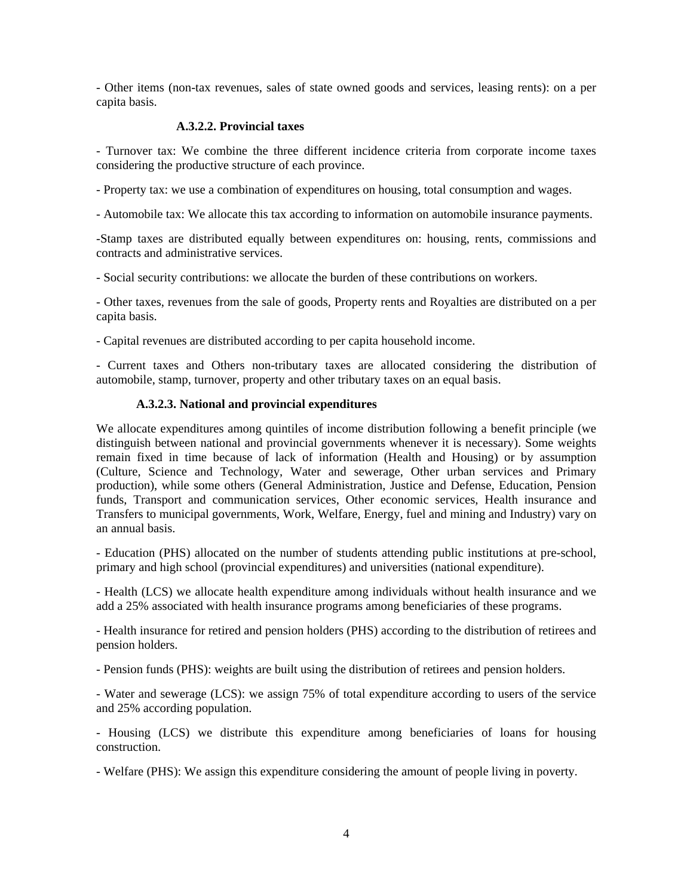- Other items (non-tax revenues, sales of state owned goods and services, leasing rents): on a per capita basis.

#### A.3.2.2. Provincial taxes

- Turnover tax: We combine the three different incidence criteria from corporate income taxes considering the productive structure of each province.

- Property tax: we use a combination of expenditures on housing, total consumption and wages.

- Automobile tax: We allocate this tax according to information on automobile insurance payments.

-Stamp taxes are distributed equally between expenditures on: housing, rents, commissions and contracts and administrative services.

- Social security contributions: we allocate the burden of these contributions on workers.

- Other taxes, revenues from the sale of goods, Property rents and Royalties are distributed on a per capita basis.

- Capital revenues are distributed according to per capita household income.

- Current taxes and Others non-tributary taxes are allocated considering the distribution of automobile, stamp, turnover, property and other tributary taxes on an equal basis.

#### A.3.2.3. National and provincial expenditures

We allocate expenditures among quintiles of income distribution following a benefit principle (we distinguish between national and provincial governments whenever it is necessary). Some weights remain fixed in time because of lack of information (Health and Housing) or by assumption (Culture, Science and Technology, Water and sewerage, Other urban services and Primary production), while some others (General Administration, Justice and Defense, Education, Pension funds, Transport and communication services, Other economic services, Health insurance and Transfers to municipal governments, Work, Welfare, Energy, fuel and mining and Industry) vary on an annual basis.

- Education (PHS) allocated on the number of students attending public institutions at pre-school, primary and high school (provincial expenditures) and universities (national expenditure).

- Health (LCS) we allocate health expenditure among individuals without health insurance and we add a 25% associated with health insurance programs among beneficiaries of these programs.

- Health insurance for retired and pension holders (PHS) according to the distribution of retirees and pension holders.

- Pension funds (PHS): weights are built using the distribution of retirees and pension holders.

- Water and sewerage (LCS): we assign 75% of total expenditure according to users of the service and 25% according population.

- Housing (LCS) we distribute this expenditure among beneficiaries of loans for housing construction.

- Welfare (PHS): We assign this expenditure considering the amount of people living in poverty.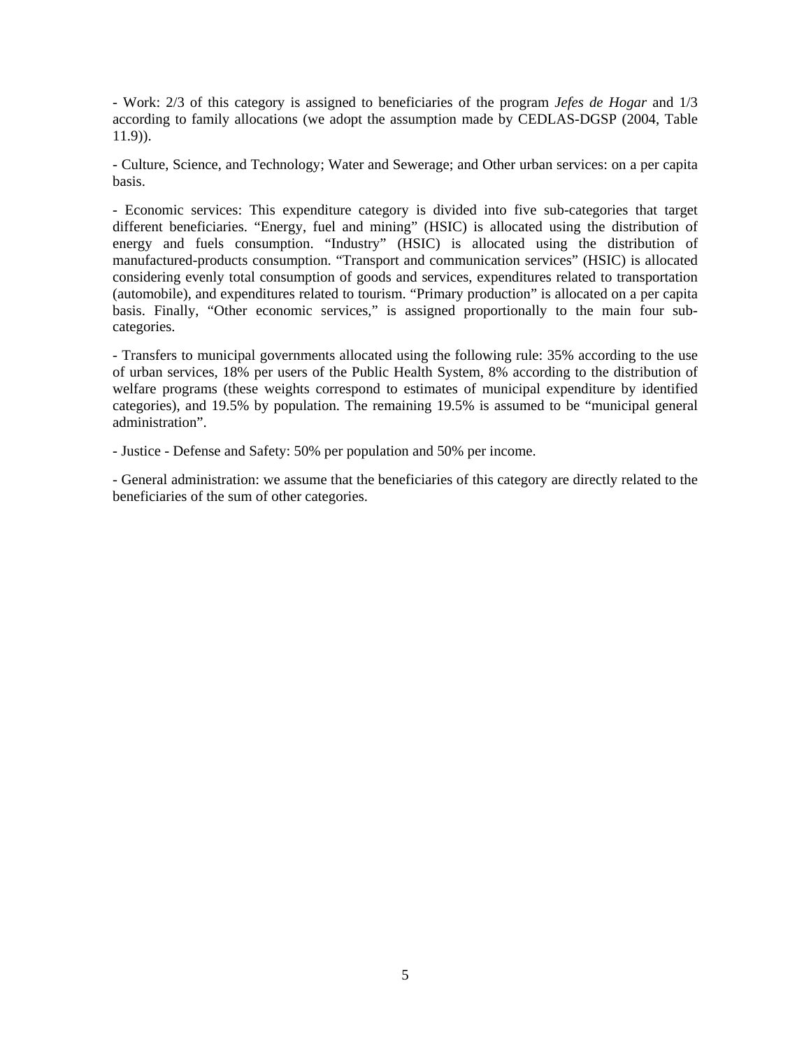- Work: 2/3 of this category is assigned to beneficiaries of the program *Jefes de Hogar* and 1/3 according to family allocations (we adopt the assumption made by CEDLAS-DGSP (2004, Table 11.9)).

- Culture, Science, and Technology; Water and Sewerage; and Other urban services: on a per capita basis.

- Economic services: This expenditure category is divided into five sub-categories that target different beneficiaries. "Energy, fuel and mining" (HSIC) is allocated using the distribution of energy and fuels consumption. "Industry" (HSIC) is allocated using the distribution of manufactured-products consumption. "Transport and communication services" (HSIC) is allocated considering evenly total consumption of goods and services, expenditures related to transportation (automobile), and expenditures related to tourism. "Primary production" is allocated on a per capita basis. Finally, "Other economic services," is assigned proportionally to the main four sub-categories.

- Transfers to municipal governments allocated using the following rule: 35% according to the use of urban services, 18% per users of the Public Health System, 8% according to the distribution of welfare programs (these weights correspond to estimates of municipal expenditure by identified categories), and 19.5% by population. The remaining 19.5% is assumed to be "municipal general administration".

- Justice - Defense and Safety: 50% per population and 50% per income.

- General administration: we assume that the beneficiaries of this category are directly related to the beneficiaries of the sum of other categories.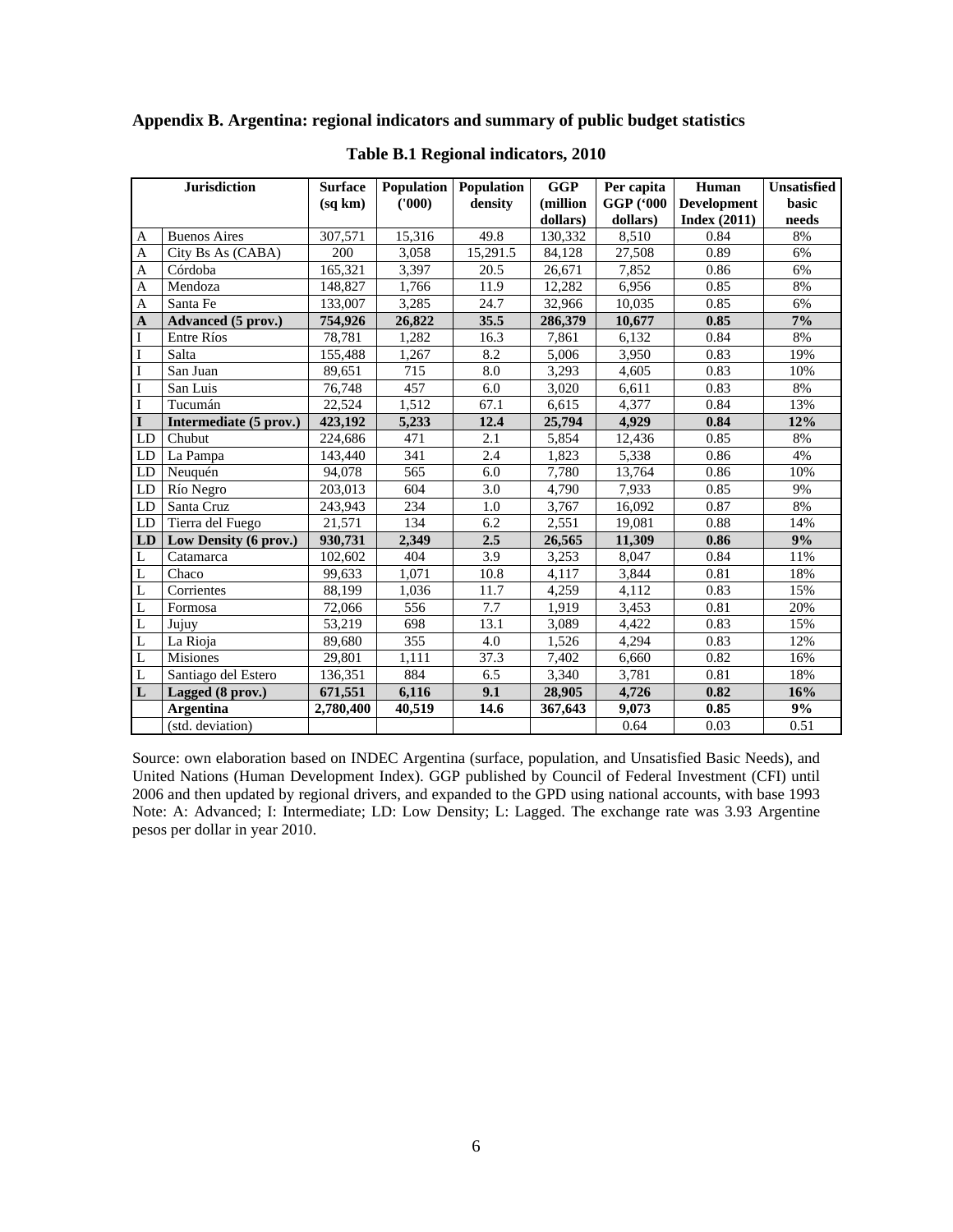## Appendix B. Argentina: regional indicators and summary of public budget statistics

**Table B.1 Regional indicators, 2010**

| Jurisdiction | | Surface (sq km) | Population ('000) | Population density | GGP (million dollars) | Per capita GGP ('000 dollars) | Human Development Index (2011) | Unsatisfied basic needs |
|---|---|---|---|---|---|---|---|---|
| A | Buenos Aires | 307,571 | 15,316 | 49.8 | 130,332 | 8,510 | 0.84 | 8% |
| A | City Bs As (CABA) | 200 | 3,058 | 15,291.5 | 84,128 | 27,508 | 0.89 | 6% |
| A | Córdoba | 165,321 | 3,397 | 20.5 | 26,671 | 7,852 | 0.86 | 6% |
| A | Mendoza | 148,827 | 1,766 | 11.9 | 12,282 | 6,956 | 0.85 | 8% |
| A | Santa Fe | 133,007 | 3,285 | 24.7 | 32,966 | 10,035 | 0.85 | 6% |
| **A** | **Advanced (5 prov.)** | **754,926** | **26,822** | **35.5** | **286,379** | **10,677** | **0.85** | **7%** |
| I | Entre Ríos | 78,781 | 1,282 | 16.3 | 7,861 | 6,132 | 0.84 | 8% |
| I | Salta | 155,488 | 1,267 | 8.2 | 5,006 | 3,950 | 0.83 | 19% |
| I | San Juan | 89,651 | 715 | 8.0 | 3,293 | 4,605 | 0.83 | 10% |
| I | San Luis | 76,748 | 457 | 6.0 | 3,020 | 6,611 | 0.83 | 8% |
| I | Tucumán | 22,524 | 1,512 | 67.1 | 6,615 | 4,377 | 0.84 | 13% |
| **I** | **Intermediate (5 prov.)** | **423,192** | **5,233** | **12.4** | **25,794** | **4,929** | **0.84** | **12%** |
| LD | Chubut | 224,686 | 471 | 2.1 | 5,854 | 12,436 | 0.85 | 8% |
| LD | La Pampa | 143,440 | 341 | 2.4 | 1,823 | 5,338 | 0.86 | 4% |
| LD | Neuquén | 94,078 | 565 | 6.0 | 7,780 | 13,764 | 0.86 | 10% |
| LD | Río Negro | 203,013 | 604 | 3.0 | 4,790 | 7,933 | 0.85 | 9% |
| LD | Santa Cruz | 243,943 | 234 | 1.0 | 3,767 | 16,092 | 0.87 | 8% |
| LD | Tierra del Fuego | 21,571 | 134 | 6.2 | 2,551 | 19,081 | 0.88 | 14% |
| **LD** | **Low Density (6 prov.)** | **930,731** | **2,349** | **2.5** | **26,565** | **11,309** | **0.86** | **9%** |
| L | Catamarca | 102,602 | 404 | 3.9 | 3,253 | 8,047 | 0.84 | 11% |
| L | Chaco | 99,633 | 1,071 | 10.8 | 4,117 | 3,844 | 0.81 | 18% |
| L | Corrientes | 88,199 | 1,036 | 11.7 | 4,259 | 4,112 | 0.83 | 15% |
| L | Formosa | 72,066 | 556 | 7.7 | 1,919 | 3,453 | 0.81 | 20% |
| L | Jujuy | 53,219 | 698 | 13.1 | 3,089 | 4,422 | 0.83 | 15% |
| L | La Rioja | 89,680 | 355 | 4.0 | 1,526 | 4,294 | 0.83 | 12% |
| L | Misiones | 29,801 | 1,111 | 37.3 | 7,402 | 6,660 | 0.82 | 16% |
| L | Santiago del Estero | 136,351 | 884 | 6.5 | 3,340 | 3,781 | 0.81 | 18% |
| **L** | **Lagged (8 prov.)** | **671,551** | **6,116** | **9.1** | **28,905** | **4,726** | **0.82** | **16%** |
| | **Argentina** | **2,780,400** | **40,519** | **14.6** | **367,643** | **9,073** | **0.85** | **9%** |
| | (std. deviation) | | | | | 0.64 | 0.03 | 0.51 |

Source: own elaboration based on INDEC Argentina (surface, population, and Unsatisfied Basic Needs), and United Nations (Human Development Index). GGP published by Council of Federal Investment (CFI) until 2006 and then updated by regional drivers, and expanded to the GPD using national accounts, with base 1993 Note: A: Advanced; I: Intermediate; LD: Low Density; L: Lagged. The exchange rate was 3.93 Argentine pesos per dollar in year 2010.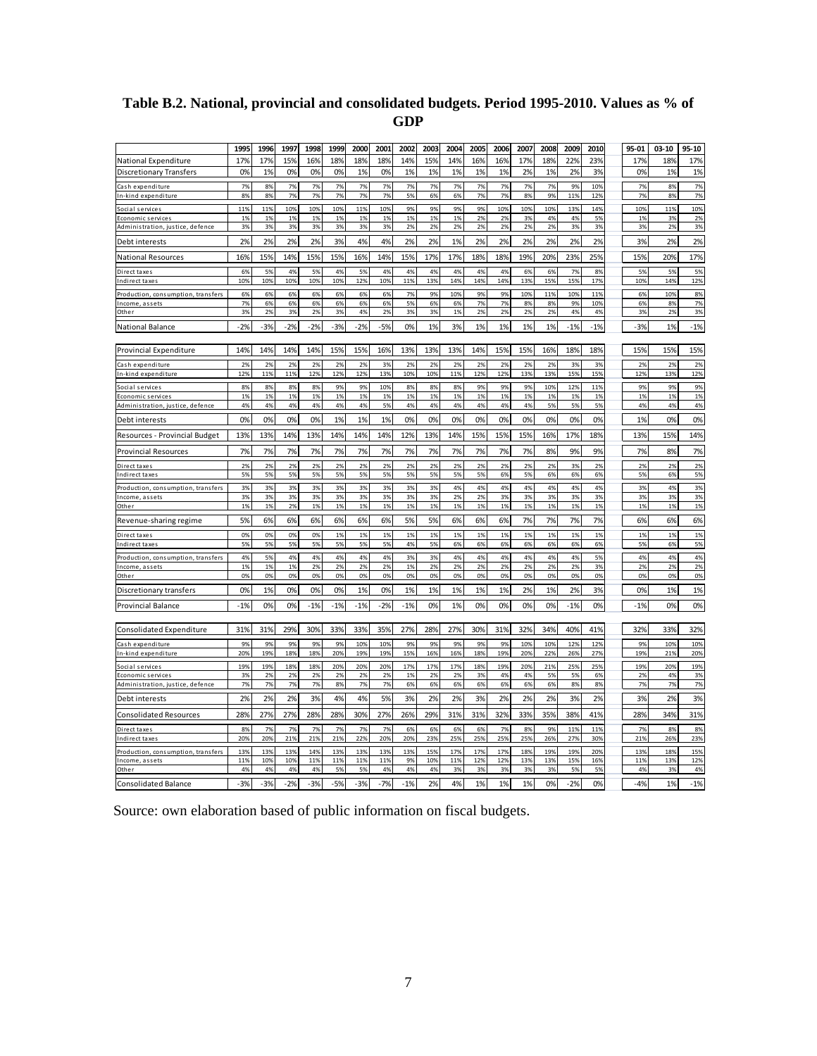## Table B.2. National, provincial and consolidated budgets. Period 1995-2010. Values as % of GDP

| | 1995 | 1996 | 1997 | 1998 | 1999 | 2000 | 2001 | 2002 | 2003 | 2004 | 2005 | 2006 | 2007 | 2008 | 2009 | 2010 | 95-01 | 03-10 | 95-10 |
|---|---|---|---|---|---|---|---|---|---|---|---|---|---|---|---|---|---|---|---|
| National Expenditure | 17% | 17% | 15% | 16% | 18% | 18% | 18% | 14% | 15% | 14% | 16% | 16% | 17% | 18% | 22% | 23% | 17% | 18% | 17% |
| Discretionary Transfers | 0% | 1% | 0% | 0% | 0% | 1% | 0% | 1% | 1% | 1% | 1% | 1% | 2% | 1% | 2% | 3% | 0% | 1% | 1% |
| Cash expenditure | 7% | 8% | 7% | 7% | 7% | 7% | 7% | 7% | 7% | 7% | 7% | 7% | 7% | 7% | 9% | 10% | 7% | 8% | 7% |
| In-kind expenditure | 8% | 8% | 7% | 7% | 7% | 7% | 7% | 5% | 6% | 6% | 7% | 7% | 8% | 9% | 11% | 12% | 7% | 8% | 7% |
| Social services | 11% | 11% | 10% | 10% | 10% | 11% | 10% | 9% | 9% | 9% | 9% | 10% | 10% | 10% | 13% | 14% | 10% | 11% | 10% |
| Economic services | 1% | 1% | 1% | 1% | 1% | 1% | 1% | 1% | 1% | 1% | 2% | 2% | 3% | 4% | 4% | 5% | 1% | 3% | 2% |
| Administration, justice, defence | 3% | 3% | 3% | 3% | 3% | 3% | 3% | 2% | 2% | 2% | 2% | 2% | 2% | 2% | 3% | 3% | 3% | 2% | 3% |
| Debt interests | 2% | 2% | 2% | 2% | 3% | 4% | 4% | 2% | 2% | 1% | 2% | 2% | 2% | 2% | 2% | 2% | 3% | 2% | 2% |
| National Resources | 16% | 15% | 14% | 15% | 15% | 16% | 14% | 15% | 17% | 17% | 18% | 18% | 19% | 20% | 23% | 25% | 15% | 20% | 17% |
| Direct taxes | 6% | 5% | 4% | 5% | 4% | 5% | 4% | 4% | 4% | 4% | 4% | 4% | 6% | 6% | 7% | 8% | 5% | 5% | 5% |
| Indirect taxes | 10% | 10% | 10% | 10% | 10% | 12% | 10% | 11% | 13% | 14% | 14% | 14% | 13% | 15% | 15% | 17% | 10% | 14% | 12% |
| Production, consumption, transfers | 6% | 6% | 6% | 6% | 6% | 6% | 6% | 7% | 9% | 10% | 9% | 9% | 10% | 11% | 10% | 11% | 6% | 10% | 8% |
| Income, assets | 7% | 6% | 6% | 6% | 6% | 6% | 6% | 5% | 6% | 6% | 7% | 7% | 8% | 8% | 9% | 10% | 6% | 8% | 7% |
| Other | 3% | 2% | 3% | 2% | 3% | 4% | 2% | 3% | 3% | 1% | 2% | 2% | 2% | 2% | 4% | 4% | 3% | 2% | 3% |
| National Balance | -2% | -3% | -2% | -2% | -3% | -2% | -5% | 0% | 1% | 3% | 1% | 1% | 1% | 1% | -1% | -1% | -3% | 1% | -1% |
| Provincial Expenditure | 14% | 14% | 14% | 14% | 15% | 15% | 16% | 13% | 13% | 13% | 14% | 15% | 15% | 16% | 18% | 18% | 15% | 15% | 15% |
| Cash expenditure | 2% | 2% | 2% | 2% | 2% | 2% | 3% | 2% | 2% | 2% | 2% | 2% | 2% | 2% | 3% | 3% | 2% | 2% | 2% |
| In-kind expenditure | 12% | 11% | 11% | 12% | 12% | 12% | 13% | 10% | 10% | 11% | 12% | 12% | 13% | 13% | 15% | 15% | 12% | 13% | 12% |
| Social services | 8% | 8% | 8% | 8% | 9% | 9% | 10% | 8% | 8% | 8% | 9% | 9% | 9% | 10% | 12% | 11% | 9% | 9% | 9% |
| Economic services | 1% | 1% | 1% | 1% | 1% | 1% | 1% | 1% | 1% | 1% | 1% | 1% | 1% | 1% | 1% | 1% | 1% | 1% | 1% |
| Administration, justice, defence | 4% | 4% | 4% | 4% | 4% | 4% | 5% | 4% | 4% | 4% | 4% | 4% | 4% | 5% | 5% | 5% | 4% | 4% | 4% |
| Debt interests | 0% | 0% | 0% | 0% | 1% | 1% | 1% | 0% | 0% | 0% | 0% | 0% | 0% | 0% | 0% | 0% | 1% | 0% | 0% |
| Resources - Provincial Budget | 13% | 13% | 14% | 13% | 14% | 14% | 14% | 12% | 13% | 14% | 15% | 15% | 15% | 16% | 17% | 18% | 13% | 15% | 14% |
| Provincial Resources | 7% | 7% | 7% | 7% | 7% | 7% | 7% | 7% | 7% | 7% | 7% | 7% | 7% | 8% | 9% | 9% | 7% | 8% | 7% |
| Direct taxes | 2% | 2% | 2% | 2% | 2% | 2% | 2% | 2% | 2% | 2% | 2% | 2% | 2% | 2% | 3% | 2% | 2% | 2% | 2% |
| Indirect taxes | 5% | 5% | 5% | 5% | 5% | 5% | 5% | 5% | 5% | 5% | 5% | 6% | 5% | 6% | 6% | 6% | 5% | 6% | 5% |
| Production, consumption, transfers | 3% | 3% | 3% | 3% | 3% | 3% | 3% | 3% | 3% | 4% | 4% | 4% | 4% | 4% | 4% | 4% | 3% | 4% | 3% |
| Income, assets | 3% | 3% | 3% | 3% | 3% | 3% | 3% | 3% | 3% | 2% | 2% | 3% | 3% | 3% | 3% | 3% | 3% | 3% | 3% |
| Other | 1% | 1% | 2% | 1% | 1% | 1% | 1% | 1% | 1% | 1% | 1% | 1% | 1% | 1% | 1% | 1% | 1% | 1% | 1% |
| Revenue-sharing regime | 5% | 6% | 6% | 6% | 6% | 6% | 6% | 5% | 5% | 6% | 6% | 6% | 7% | 7% | 7% | 7% | 6% | 6% | 6% |
| Direct taxes | 0% | 0% | 0% | 0% | 1% | 1% | 1% | 1% | 1% | 1% | 1% | 1% | 1% | 1% | 1% | 1% | 1% | 1% | 1% |
| Indirect taxes | 5% | 5% | 5% | 5% | 5% | 5% | 5% | 4% | 5% | 6% | 6% | 6% | 6% | 6% | 6% | 6% | 5% | 6% | 5% |
| Production, consumption, transfers | 4% | 5% | 4% | 4% | 4% | 4% | 4% | 3% | 3% | 4% | 4% | 4% | 4% | 4% | 4% | 5% | 4% | 4% | 4% |
| Income, assets | 1% | 1% | 1% | 2% | 2% | 2% | 2% | 1% | 2% | 2% | 2% | 2% | 2% | 2% | 2% | 3% | 2% | 2% | 2% |
| Other | 0% | 0% | 0% | 0% | 0% | 0% | 0% | 0% | 0% | 0% | 0% | 0% | 0% | 0% | 0% | 0% | 0% | 0% | 0% |
| Discretionary transfers | 0% | 1% | 0% | 0% | 0% | 1% | 0% | 1% | 1% | 1% | 1% | 1% | 2% | 1% | 2% | 3% | 0% | 1% | 1% |
| Provincial Balance | -1% | 0% | 0% | -1% | -1% | -1% | -2% | -1% | 0% | 1% | 0% | 0% | 0% | 0% | -1% | 0% | -1% | 0% | 0% |
| Consolidated Expenditure | 31% | 31% | 29% | 30% | 33% | 33% | 35% | 27% | 28% | 27% | 30% | 31% | 32% | 34% | 40% | 41% | 32% | 33% | 32% |
| Cash expenditure | 9% | 9% | 9% | 9% | 9% | 10% | 10% | 9% | 9% | 9% | 9% | 9% | 10% | 10% | 12% | 12% | 9% | 10% | 10% |
| In-kind expenditure | 20% | 19% | 18% | 18% | 20% | 19% | 19% | 15% | 16% | 16% | 18% | 19% | 20% | 22% | 26% | 27% | 19% | 21% | 20% |
| Social services | 19% | 19% | 18% | 18% | 20% | 20% | 20% | 17% | 17% | 17% | 18% | 19% | 20% | 21% | 25% | 25% | 19% | 20% | 19% |
| Economic services | 3% | 2% | 2% | 2% | 2% | 2% | 2% | 1% | 2% | 2% | 3% | 4% | 4% | 5% | 5% | 6% | 2% | 4% | 3% |
| Administration, justice, defence | 7% | 7% | 7% | 7% | 8% | 7% | 7% | 6% | 6% | 6% | 6% | 6% | 6% | 6% | 8% | 8% | 7% | 7% | 7% |
| Debt interests | 2% | 2% | 2% | 3% | 4% | 4% | 5% | 3% | 2% | 2% | 3% | 2% | 2% | 2% | 3% | 2% | 3% | 2% | 3% |
| Consolidated Resources | 28% | 27% | 27% | 28% | 28% | 30% | 27% | 26% | 29% | 31% | 31% | 32% | 33% | 35% | 38% | 41% | 28% | 34% | 31% |
| Direct taxes | 8% | 7% | 7% | 7% | 7% | 7% | 7% | 6% | 6% | 6% | 6% | 7% | 8% | 9% | 11% | 11% | 7% | 8% | 8% |
| Indirect taxes | 20% | 20% | 21% | 21% | 21% | 22% | 20% | 20% | 23% | 25% | 25% | 25% | 25% | 26% | 27% | 30% | 21% | 26% | 23% |
| Production, consumption, transfers | 13% | 13% | 13% | 14% | 13% | 13% | 13% | 13% | 15% | 17% | 17% | 17% | 18% | 19% | 19% | 20% | 13% | 18% | 15% |
| Income, assets | 11% | 10% | 10% | 11% | 11% | 11% | 11% | 9% | 10% | 11% | 12% | 12% | 13% | 13% | 15% | 16% | 11% | 13% | 12% |
| Other | 4% | 4% | 4% | 4% | 5% | 5% | 4% | 4% | 4% | 3% | 3% | 3% | 3% | 3% | 5% | 5% | 4% | 3% | 4% |
| Consolidated Balance | -3% | -3% | -2% | -3% | -5% | -3% | -7% | -1% | 2% | 4% | 1% | 1% | 1% | 0% | -2% | 0% | -4% | 1% | -1% |

Source: own elaboration based of public information on fiscal budgets.